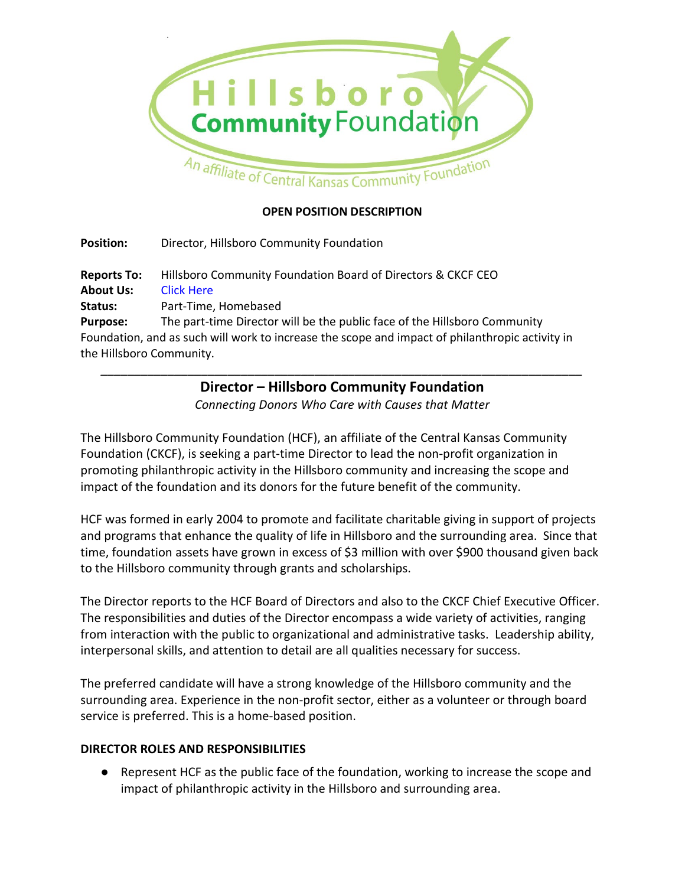Hillsboro Community Foundation

An affiliate of Central Kansas Community Foundation

**OPEN POSITION DESCRIPTION**

**Position:** Director, Hillsboro Community Foundation

**Reports To:** Hillsboro Community Foundation Board of Directors & CKCF CEO
**About Us:** Click Here
**Status:** Part-Time, Homebased
**Purpose:** The part-time Director will be the public face of the Hillsboro Community Foundation, and as such will work to increase the scope and impact of philanthropic activity in the Hillsboro Community.

---

## Director – Hillsboro Community Foundation

*Connecting Donors Who Care with Causes that Matter*

The Hillsboro Community Foundation (HCF), an affiliate of the Central Kansas Community Foundation (CKCF), is seeking a part-time Director to lead the non-profit organization in promoting philanthropic activity in the Hillsboro community and increasing the scope and impact of the foundation and its donors for the future benefit of the community.

HCF was formed in early 2004 to promote and facilitate charitable giving in support of projects and programs that enhance the quality of life in Hillsboro and the surrounding area. Since that time, foundation assets have grown in excess of $3 million with over $900 thousand given back to the Hillsboro community through grants and scholarships.

The Director reports to the HCF Board of Directors and also to the CKCF Chief Executive Officer. The responsibilities and duties of the Director encompass a wide variety of activities, ranging from interaction with the public to organizational and administrative tasks. Leadership ability, interpersonal skills, and attention to detail are all qualities necessary for success.

The preferred candidate will have a strong knowledge of the Hillsboro community and the surrounding area. Experience in the non-profit sector, either as a volunteer or through board service is preferred. This is a home-based position.

### DIRECTOR ROLES AND RESPONSIBILITIES

- Represent HCF as the public face of the foundation, working to increase the scope and impact of philanthropic activity in the Hillsboro and surrounding area.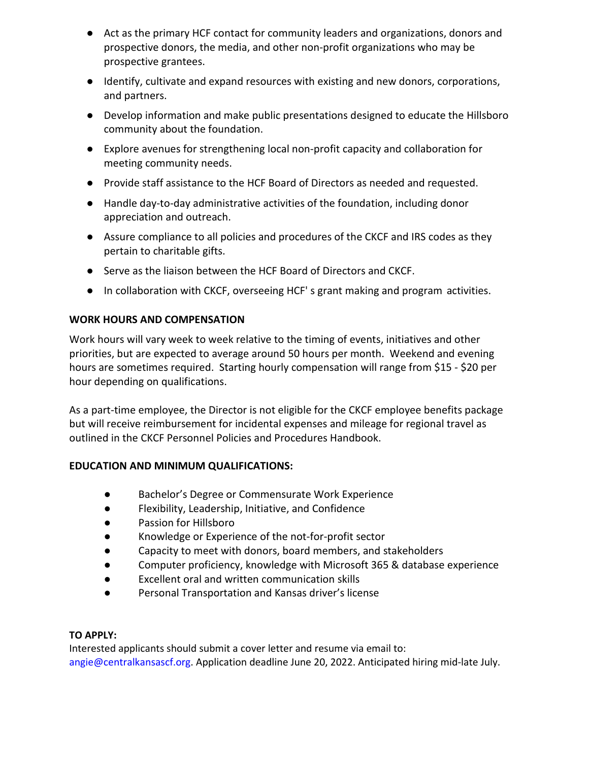- Act as the primary HCF contact for community leaders and organizations, donors and prospective donors, the media, and other non-profit organizations who may be prospective grantees.
- Identify, cultivate and expand resources with existing and new donors, corporations, and partners.
- Develop information and make public presentations designed to educate the Hillsboro community about the foundation.
- Explore avenues for strengthening local non-profit capacity and collaboration for meeting community needs.
- Provide staff assistance to the HCF Board of Directors as needed and requested.
- Handle day-to-day administrative activities of the foundation, including donor appreciation and outreach.
- Assure compliance to all policies and procedures of the CKCF and IRS codes as they pertain to charitable gifts.
- Serve as the liaison between the HCF Board of Directors and CKCF.
- In collaboration with CKCF, overseeing HCF' s grant making and program activities.

**WORK HOURS AND COMPENSATION**

Work hours will vary week to week relative to the timing of events, initiatives and other priorities, but are expected to average around 50 hours per month. Weekend and evening hours are sometimes required. Starting hourly compensation will range from $15 - $20 per hour depending on qualifications.

As a part-time employee, the Director is not eligible for the CKCF employee benefits package but will receive reimbursement for incidental expenses and mileage for regional travel as outlined in the CKCF Personnel Policies and Procedures Handbook.

**EDUCATION AND MINIMUM QUALIFICATIONS:**

- Bachelor's Degree or Commensurate Work Experience
- Flexibility, Leadership, Initiative, and Confidence
- Passion for Hillsboro
- Knowledge or Experience of the not-for-profit sector
- Capacity to meet with donors, board members, and stakeholders
- Computer proficiency, knowledge with Microsoft 365 & database experience
- Excellent oral and written communication skills
- Personal Transportation and Kansas driver's license

**TO APPLY:**

Interested applicants should submit a cover letter and resume via email to: angie@centralkansascf.org. Application deadline June 20, 2022. Anticipated hiring mid-late July.